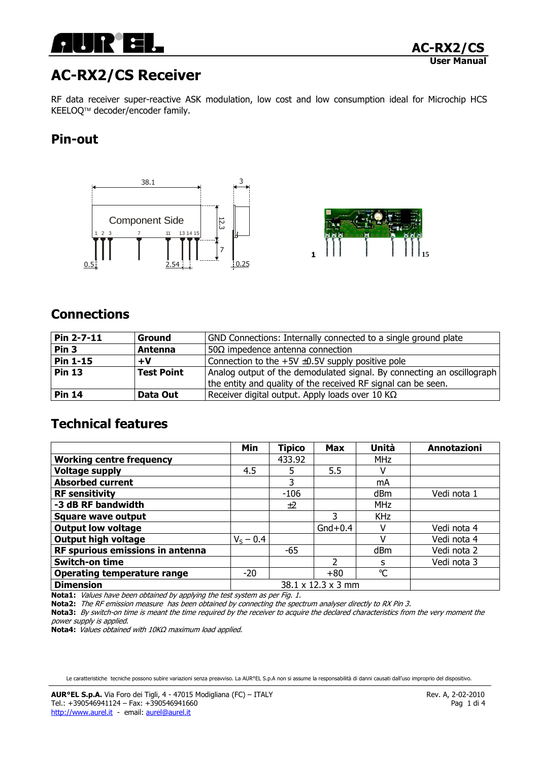# AC-RX2/CS Receiver

RF data receiver super-reactive ASK modulation, low cost and low consumption ideal for Microchip HCS KEELOQ™ decoder/encoder family.

## Pin-out

## Connections

| Pin 2-7-11 | Ground | GND Connections: Internally connected to a single ground plate |
|---|---|---|
| Pin 3 | Antenna | 50Ω impedence antenna connection |
| Pin 1-15 | +V | Connection to the +5V ±0.5V supply positive pole |
| Pin 13 | Test Point | Analog output of the demodulated signal. By connecting an oscillograph the entity and quality of the received RF signal can be seen. |
| Pin 14 | Data Out | Receiver digital output. Apply loads over 10 KΩ |

## Technical features

| | Min | Tipico | Max | Unità | Annotazioni |
|---|---|---|---|---|---|
| Working centre frequency | | 433.92 | | MHz | |
| Voltage supply | 4.5 | 5 | 5.5 | V | |
| Absorbed current | | 3 | | mA | |
| RF sensitivity | | -106 | | dBm | Vedi nota 1 |
| -3 dB RF bandwidth | | ±2 | | MHz | |
| Square wave output | | | 3 | KHz | |
| Output low voltage | | | Gnd+0.4 | V | Vedi nota 4 |
| Output high voltage | $V_S - 0.4$ | | | V | Vedi nota 4 |
| RF spurious emissions in antenna | | -65 | | dBm | Vedi nota 2 |
| Switch-on time | | | 2 | s | Vedi nota 3 |
| Operating temperature range | -20 | | +80 | °C | |
| Dimension | | 38.1 x 12.3 x 3 mm | | | |

**Nota1:** *Values have been obtained by applying the test system as per Fig. 1.*
**Nota2:** *The RF emission measure has been obtained by connecting the spectrum analyser directly to RX Pin 3.*
**Nota3:** *By switch-on time is meant the time required by the receiver to acquire the declared characteristics from the very moment the power supply is applied.*
**Nota4:** *Values obtained with 10KΩ maximum load applied.*

Le caratteristiche tecniche possono subire variazioni senza preavviso. La AUR°EL S.p.A non si assume la responsabilità di danni causati dall'uso improprio del dispositivo.

**AUR°EL S.p.A.** Via Foro dei Tigli, 4 - 47015 Modigliana (FC) – ITALY
Tel.: +390546941124 – Fax: +390546941660
http://www.aurel.it - email: aurel@aurel.it

Rev. A, 2-02-2010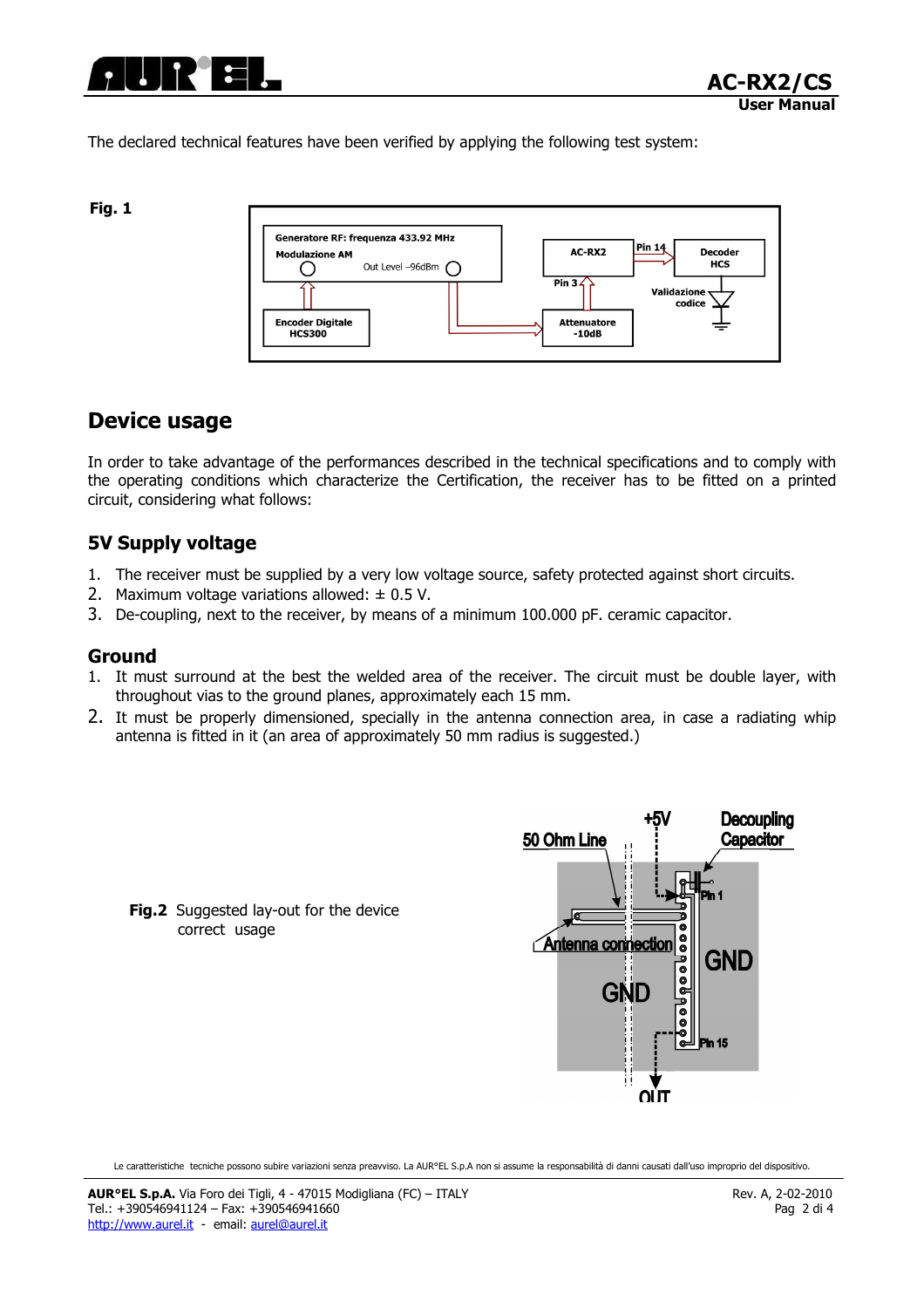The declared technical features have been verified by applying the following test system:

**Fig. 1**

## Device usage

In order to take advantage of the performances described in the technical specifications and to comply with the operating conditions which characterize the Certification, the receiver has to be fitted on a printed circuit, considering what follows:

### 5V Supply voltage

1. The receiver must be supplied by a very low voltage source, safety protected against short circuits.
2. Maximum voltage variations allowed: ± 0.5 V.
3. De-coupling, next to the receiver, by means of a minimum 100.000 pF. ceramic capacitor.

### Ground

1. It must surround at the best the welded area of the receiver. The circuit must be double layer, with throughout vias to the ground planes, approximately each 15 mm.
2. It must be properly dimensioned, specially in the antenna connection area, in case a radiating whip antenna is fitted in it (an area of approximately 50 mm radius is suggested.)

**Fig.2** Suggested lay-out for the device correct usage

Le caratteristiche tecniche possono subire variazioni senza preavviso. La AUR°EL S.p.A non si assume la responsabilità di danni causati dall'uso improprio del dispositivo.

**AUR°EL S.p.A.** Via Foro dei Tigli, 4 - 47015 Modigliana (FC) – ITALY
Tel.: +390546941124 – Fax: +390546941660
http://www.aurel.it - email: aurel@aurel.it

Rev. A, 2-02-2010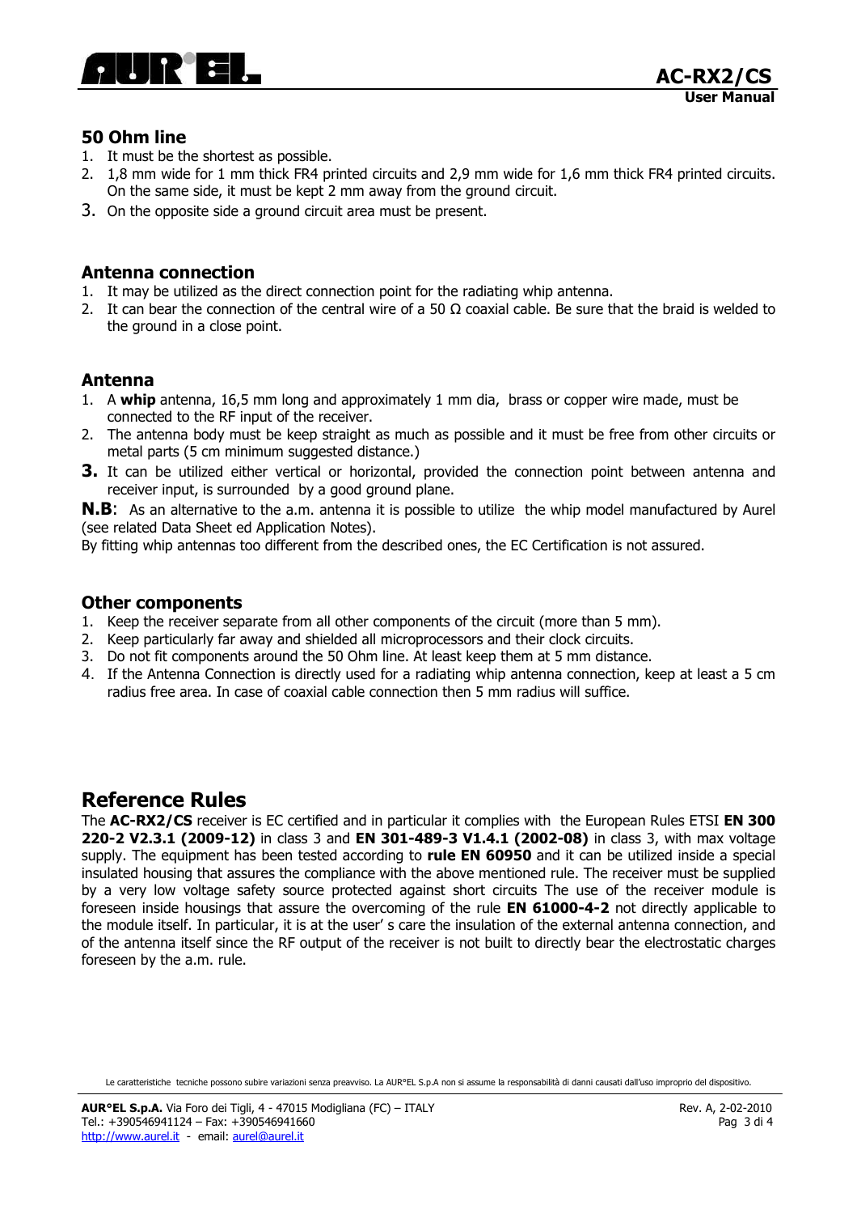## 50 Ohm line

1. It must be the shortest as possible.
2. 1,8 mm wide for 1 mm thick FR4 printed circuits and 2,9 mm wide for 1,6 mm thick FR4 printed circuits. On the same side, it must be kept 2 mm away from the ground circuit.
3. On the opposite side a ground circuit area must be present.

## Antenna connection

1. It may be utilized as the direct connection point for the radiating whip antenna.
2. It can bear the connection of the central wire of a 50 Ω coaxial cable. Be sure that the braid is welded to the ground in a close point.

## Antenna

1. A **whip** antenna, 16,5 mm long and approximately 1 mm dia, brass or copper wire made, must be connected to the RF input of the receiver.
2. The antenna body must be keep straight as much as possible and it must be free from other circuits or metal parts (5 cm minimum suggested distance.)
3. It can be utilized either vertical or horizontal, provided the connection point between antenna and receiver input, is surrounded by a good ground plane.

**N.B**: As an alternative to the a.m. antenna it is possible to utilize the whip model manufactured by Aurel (see related Data Sheet ed Application Notes).

By fitting whip antennas too different from the described ones, the EC Certification is not assured.

## Other components

1. Keep the receiver separate from all other components of the circuit (more than 5 mm).
2. Keep particularly far away and shielded all microprocessors and their clock circuits.
3. Do not fit components around the 50 Ohm line. At least keep them at 5 mm distance.
4. If the Antenna Connection is directly used for a radiating whip antenna connection, keep at least a 5 cm radius free area. In case of coaxial cable connection then 5 mm radius will suffice.

# Reference Rules

The **AC-RX2/CS** receiver is EC certified and in particular it complies with the European Rules ETSI **EN 300 220-2 V2.3.1 (2009-12)** in class 3 and **EN 301-489-3 V1.4.1 (2002-08)** in class 3, with max voltage supply. The equipment has been tested according to **rule EN 60950** and it can be utilized inside a special insulated housing that assures the compliance with the above mentioned rule. The receiver must be supplied by a very low voltage safety source protected against short circuits The use of the receiver module is foreseen inside housings that assure the overcoming of the rule **EN 61000-4-2** not directly applicable to the module itself. In particular, it is at the user' s care the insulation of the external antenna connection, and of the antenna itself since the RF output of the receiver is not built to directly bear the electrostatic charges foreseen by the a.m. rule.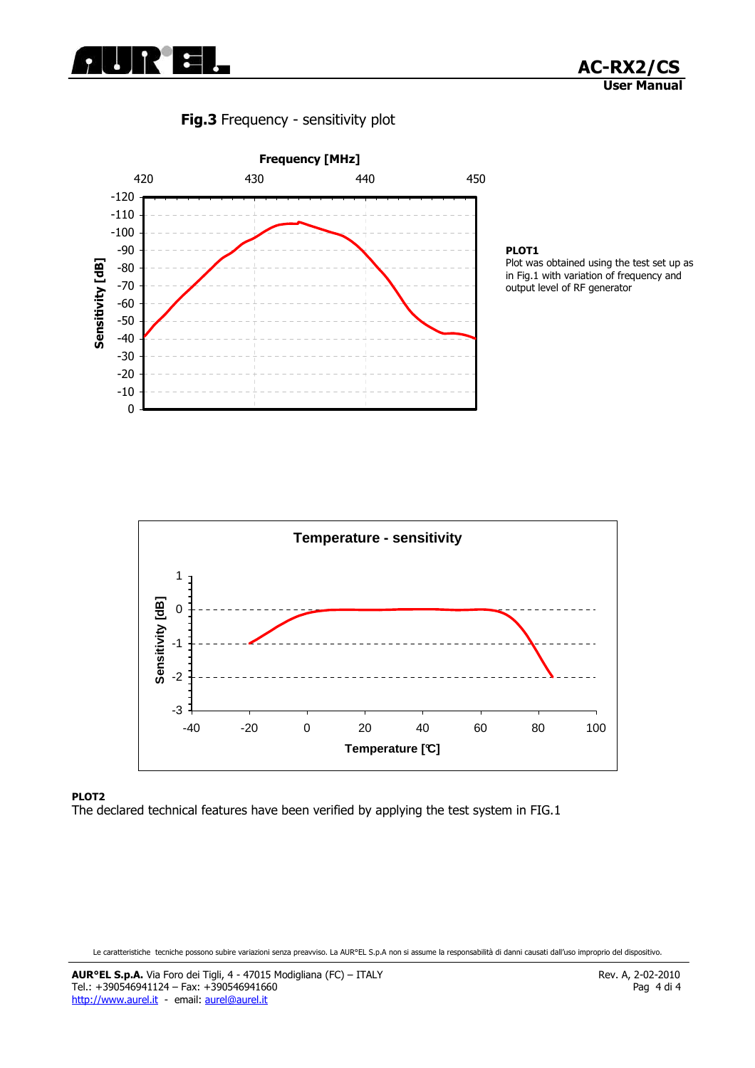**Fig.3** Frequency - sensitivity plot

**PLOT1**
Plot was obtained using the test set up as in Fig.1 with variation of frequency and output level of RF generator

**PLOT2**
The declared technical features have been verified by applying the test system in FIG.1

Le caratteristiche tecniche possono subire variazioni senza preavviso. La AUR°EL S.p.A non si assume la responsabilità di danni causati dall'uso improprio del dispositivo.

**AUR°EL S.p.A.** Via Foro dei Tigli, 4 - 47015 Modigliana (FC) – ITALY
Tel.: +390546941124 – Fax: +390546941660
http://www.aurel.it - email: aurel@aurel.it

Rev. A, 2-02-2010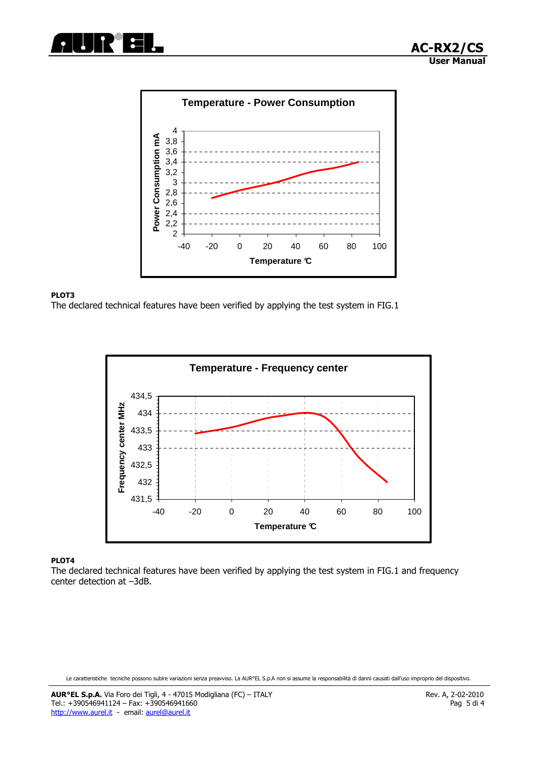**Temperature - Power Consumption**

Power Consumption mA

4
3,8
3,6
3,4
3,2
3
2,8
2,6
2,4
2,2
2

-40 -20 0 20 40 60 80 100

Temperature ℃

**PLOT3**

The declared technical features have been verified by applying the test system in FIG.1

**Temperature - Frequency center**

Frequency center MHz

434,5
434
433,5
433
432,5
432
431,5

-40 -20 0 20 40 60 80 100

Temperature ℃

**PLOT4**

The declared technical features have been verified by applying the test system in FIG.1 and frequency center detection at –3dB.

Le caratteristiche tecniche possono subire variazioni senza preavviso. La AUR°EL S.p.A non si assume la responsabilità di danni causati dall'uso improprio del dispositivo.

**AUR°EL S.p.A.** Via Foro dei Tigli, 4 - 47015 Modigliana (FC) – ITALY
Tel.: +390546941124 – Fax: +390546941660
http://www.aurel.it - email: aurel@aurel.it

Rev. A, 2-02-2010